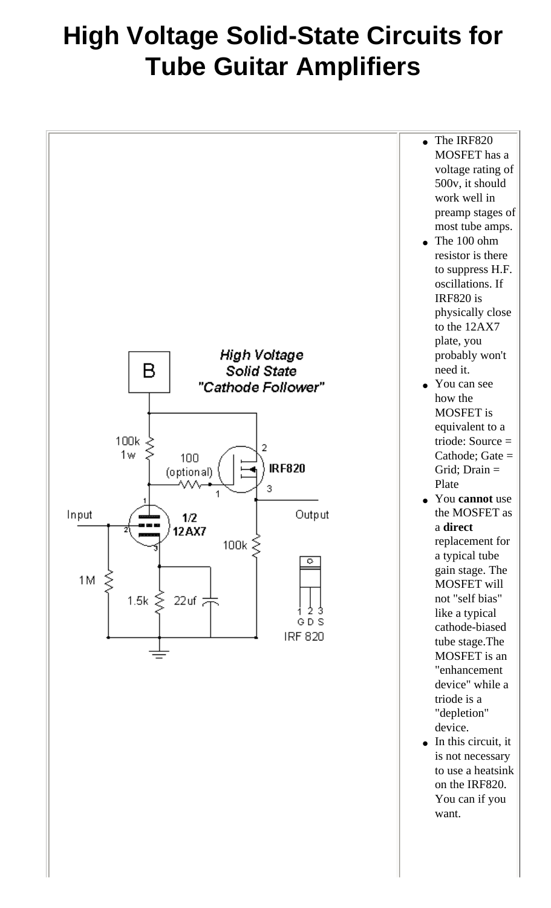# High Voltage Solid-State Circuits for Tube Guitar Amplifiers

- The IRF820 MOSFET has a voltage rating of 500v, it should work well in preamp stages of most tube amps.
- The 100 ohm resistor is there to suppress H.F. oscillations. If IRF820 is physically close to the 12AX7 plate, you probably won't need it.
- You can see how the MOSFET is equivalent to a triode: Source = Cathode; Gate = Grid; Drain = Plate
- You **cannot** use the MOSFET as a **direct** replacement for a typical tube gain stage. The MOSFET will not "self bias" like a typical cathode-biased tube stage.The MOSFET is an "enhancement device" while a triode is a "depletion" device.
- In this circuit, it is not necessary to use a heatsink on the IRF820. You can if you want.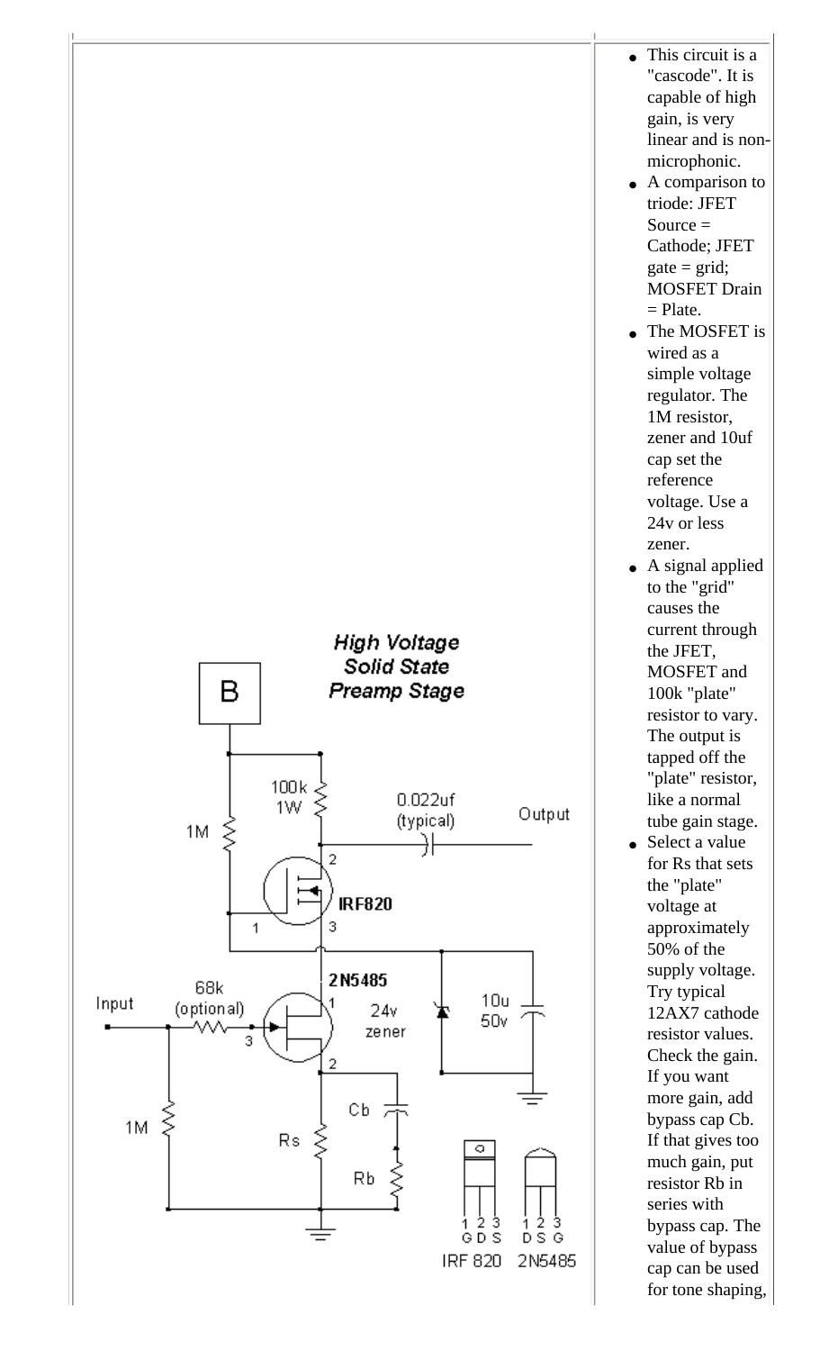High Voltage Solid State Preamp Stage

B

100k 1W

0.022uf (typical)

Output

1M

IRF820

2N5485

68k (optional)

Input

24v zener

10u 50v

1M

Rs

Cb

Rb

1 2 3
G D S
IRF 820

1 2 3
D S G
2N5485

- This circuit is a "cascode". It is capable of high gain, is very linear and is non-microphonic.
- A comparison to triode: JFET Source = Cathode; JFET gate = grid; MOSFET Drain = Plate.
- The MOSFET is wired as a simple voltage regulator. The 1M resistor, zener and 10uf cap set the reference voltage. Use a 24v or less zener.
- A signal applied to the "grid" causes the current through the JFET, MOSFET and 100k "plate" resistor to vary. The output is tapped off the "plate" resistor, like a normal tube gain stage.
- Select a value for Rs that sets the "plate" voltage at approximately 50% of the supply voltage. Try typical 12AX7 cathode resistor values. Check the gain. If you want more gain, add bypass cap Cb. If that gives too much gain, put resistor Rb in series with bypass cap. The value of bypass cap can be used for tone shaping,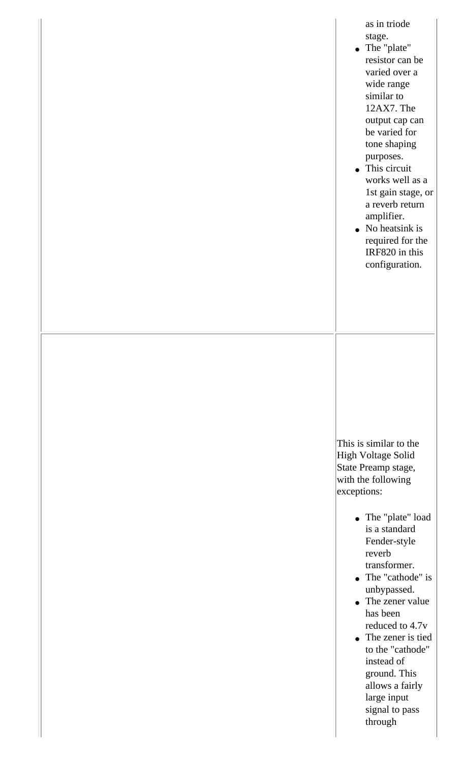as in triode stage.

- The "plate" resistor can be varied over a wide range similar to 12AX7. The output cap can be varied for tone shaping purposes.
- This circuit works well as a 1st gain stage, or a reverb return amplifier.
- No heatsink is required for the IRF820 in this configuration.

This is similar to the High Voltage Solid State Preamp stage, with the following exceptions:

- The "plate" load is a standard Fender-style reverb transformer.
- The "cathode" is unbypassed.
- The zener value has been reduced to 4.7v
- The zener is tied to the "cathode" instead of ground. This allows a fairly large input signal to pass through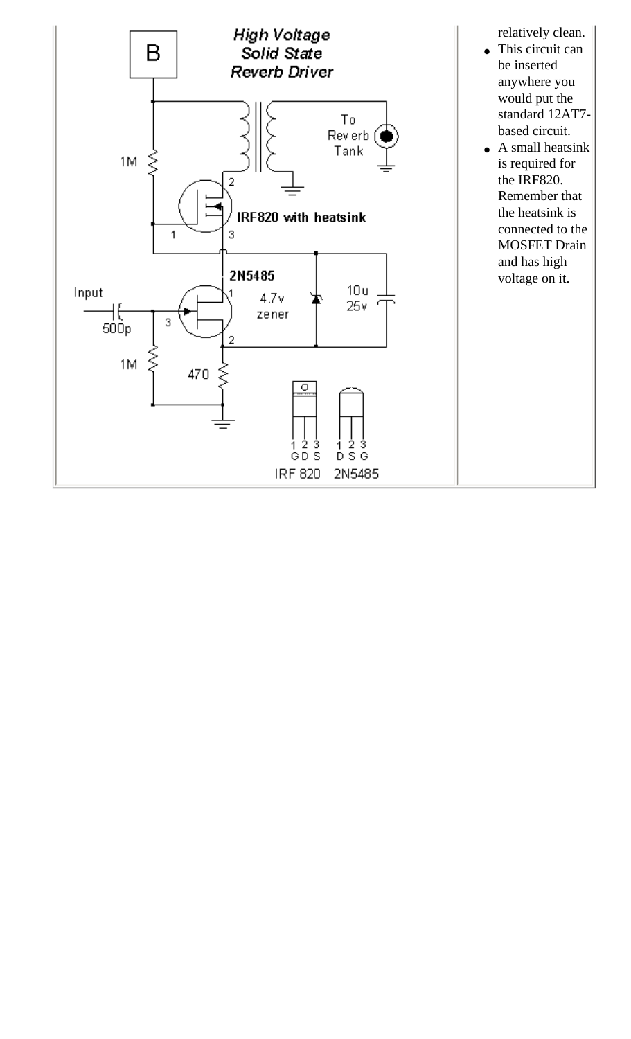High Voltage
Solid State
Reverb Driver

B

1M

To
Reverb
Tank

IRF820 with heatsink

2N5485

Input

500p

1M

470

4.7v
zener

10u
25v

1 2 3
G D S
IRF 820

1 2 3
D S G
2N5485

relatively clean.

- This circuit can be inserted anywhere you would put the standard 12AT7-based circuit.
- A small heatsink is required for the IRF820. Remember that the heatsink is connected to the MOSFET Drain and has high voltage on it.